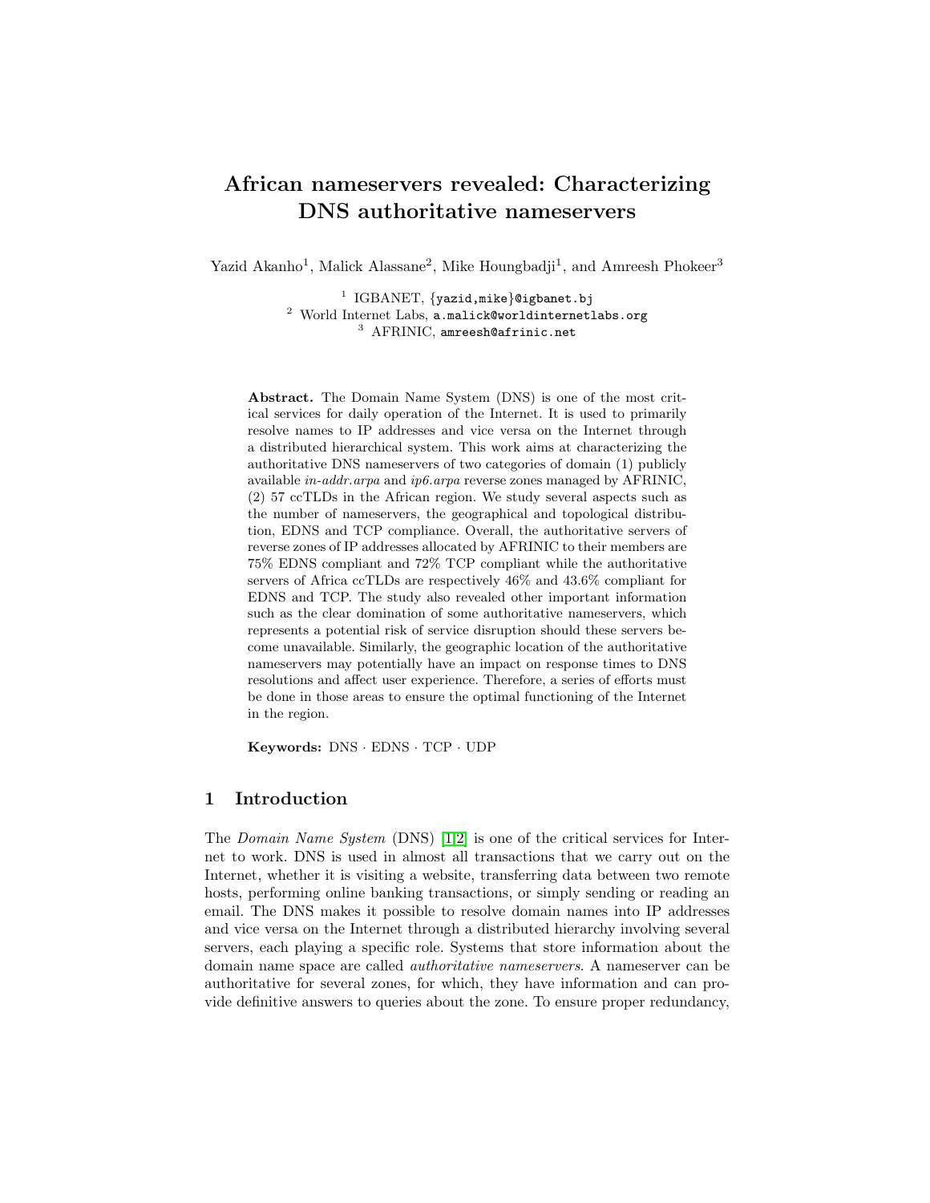# African nameservers revealed: Characterizing DNS authoritative nameservers

Yazid Akanho[1], Malick Alassane[2], Mike Houngbadji[1], and Amreesh Phokeer[3]

[1] IGBANET, {yazid,mike}@igbanet.bj
[2] World Internet Labs, a.malick@worldinternetlabs.org
[3] AFRINIC, amreesh@afrinic.net

**Abstract.** The Domain Name System (DNS) is one of the most critical services for daily operation of the Internet. It is used to primarily resolve names to IP addresses and vice versa on the Internet through a distributed hierarchical system. This work aims at characterizing the authoritative DNS nameservers of two categories of domain (1) publicly available *in-addr.arpa* and *ip6.arpa* reverse zones managed by AFRINIC, (2) 57 ccTLDs in the African region. We study several aspects such as the number of nameservers, the geographical and topological distribution, EDNS and TCP compliance. Overall, the authoritative servers of reverse zones of IP addresses allocated by AFRINIC to their members are 75% EDNS compliant and 72% TCP compliant while the authoritative servers of Africa ccTLDs are respectively 46% and 43.6% compliant for EDNS and TCP. The study also revealed other important information such as the clear domination of some authoritative nameservers, which represents a potential risk of service disruption should these servers become unavailable. Similarly, the geographic location of the authoritative nameservers may potentially have an impact on response times to DNS resolutions and affect user experience. Therefore, a series of efforts must be done in those areas to ensure the optimal functioning of the Internet in the region.

**Keywords:** DNS · EDNS · TCP · UDP

## 1 Introduction

The *Domain Name System* (DNS) [1,2] is one of the critical services for Internet to work. DNS is used in almost all transactions that we carry out on the Internet, whether it is visiting a website, transferring data between two remote hosts, performing online banking transactions, or simply sending or reading an email. The DNS makes it possible to resolve domain names into IP addresses and vice versa on the Internet through a distributed hierarchy involving several servers, each playing a specific role. Systems that store information about the domain name space are called *authoritative nameservers*. A nameserver can be authoritative for several zones, for which, they have information and can provide definitive answers to queries about the zone. To ensure proper redundancy,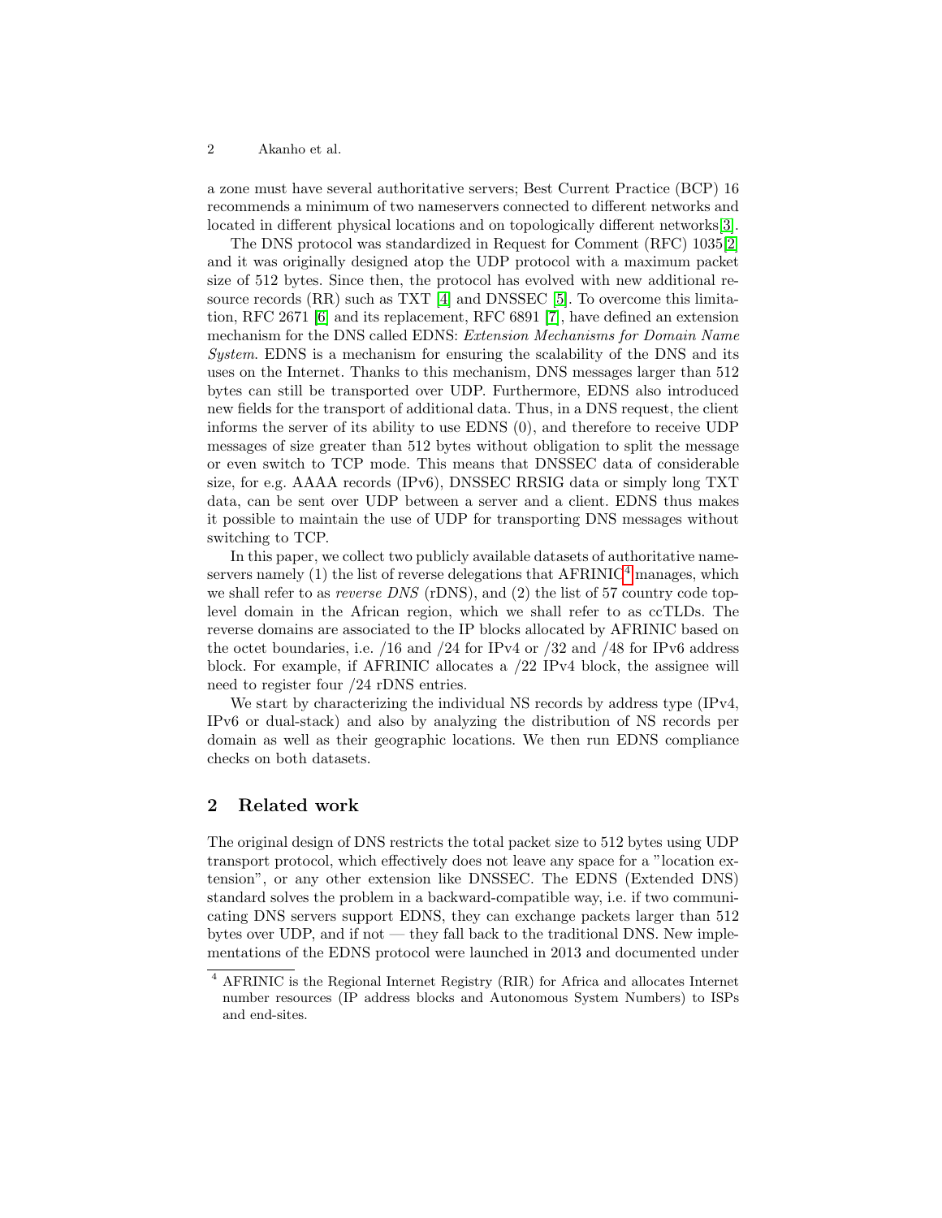a zone must have several authoritative servers; Best Current Practice (BCP) 16 recommends a minimum of two nameservers connected to different networks and located in different physical locations and on topologically different networks[3].

The DNS protocol was standardized in Request for Comment (RFC) 1035[2] and it was originally designed atop the UDP protocol with a maximum packet size of 512 bytes. Since then, the protocol has evolved with new additional resource records (RR) such as TXT [4] and DNSSEC [5]. To overcome this limitation, RFC 2671 [6] and its replacement, RFC 6891 [7], have defined an extension mechanism for the DNS called EDNS: *Extension Mechanisms for Domain Name System*. EDNS is a mechanism for ensuring the scalability of the DNS and its uses on the Internet. Thanks to this mechanism, DNS messages larger than 512 bytes can still be transported over UDP. Furthermore, EDNS also introduced new fields for the transport of additional data. Thus, in a DNS request, the client informs the server of its ability to use EDNS (0), and therefore to receive UDP messages of size greater than 512 bytes without obligation to split the message or even switch to TCP mode. This means that DNSSEC data of considerable size, for e.g. AAAA records (IPv6), DNSSEC RRSIG data or simply long TXT data, can be sent over UDP between a server and a client. EDNS thus makes it possible to maintain the use of UDP for transporting DNS messages without switching to TCP.

In this paper, we collect two publicly available datasets of authoritative nameservers namely (1) the list of reverse delegations that AFRINIC[4] manages, which we shall refer to as *reverse DNS* (rDNS), and (2) the list of 57 country code top-level domain in the African region, which we shall refer to as ccTLDs. The reverse domains are associated to the IP blocks allocated by AFRINIC based on the octet boundaries, i.e. /16 and /24 for IPv4 or /32 and /48 for IPv6 address block. For example, if AFRINIC allocates a /22 IPv4 block, the assignee will need to register four /24 rDNS entries.

We start by characterizing the individual NS records by address type (IPv4, IPv6 or dual-stack) and also by analyzing the distribution of NS records per domain as well as their geographic locations. We then run EDNS compliance checks on both datasets.

## 2 Related work

The original design of DNS restricts the total packet size to 512 bytes using UDP transport protocol, which effectively does not leave any space for a "location extension", or any other extension like DNSSEC. The EDNS (Extended DNS) standard solves the problem in a backward-compatible way, i.e. if two communicating DNS servers support EDNS, they can exchange packets larger than 512 bytes over UDP, and if not — they fall back to the traditional DNS. New implementations of the EDNS protocol were launched in 2013 and documented under

[4] AFRINIC is the Regional Internet Registry (RIR) for Africa and allocates Internet number resources (IP address blocks and Autonomous System Numbers) to ISPs and end-sites.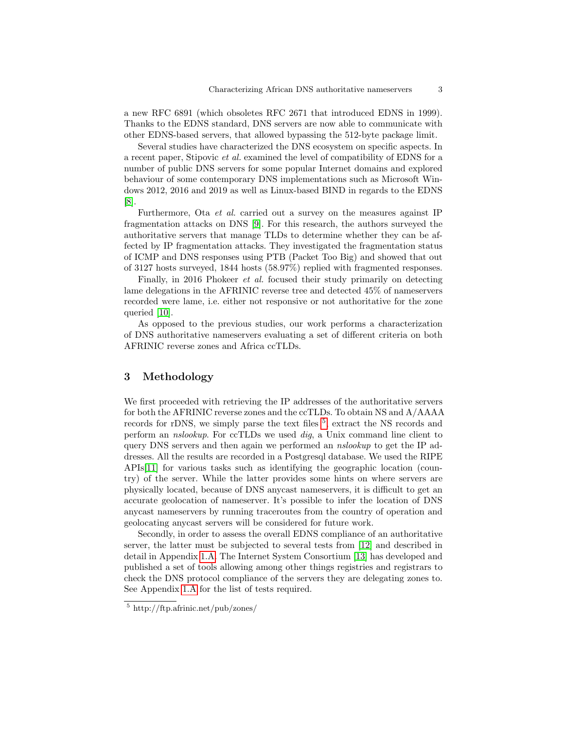a new RFC 6891 (which obsoletes RFC 2671 that introduced EDNS in 1999). Thanks to the EDNS standard, DNS servers are now able to communicate with other EDNS-based servers, that allowed bypassing the 512-byte package limit.

Several studies have characterized the DNS ecosystem on specific aspects. In a recent paper, Stipovic *et al.* examined the level of compatibility of EDNS for a number of public DNS servers for some popular Internet domains and explored behaviour of some contemporary DNS implementations such as Microsoft Windows 2012, 2016 and 2019 as well as Linux-based BIND in regards to the EDNS [8].

Furthermore, Ota *et al.* carried out a survey on the measures against IP fragmentation attacks on DNS [9]. For this research, the authors surveyed the authoritative servers that manage TLDs to determine whether they can be affected by IP fragmentation attacks. They investigated the fragmentation status of ICMP and DNS responses using PTB (Packet Too Big) and showed that out of 3127 hosts surveyed, 1844 hosts (58.97%) replied with fragmented responses.

Finally, in 2016 Phokeer *et al.* focused their study primarily on detecting lame delegations in the AFRINIC reverse tree and detected 45% of nameservers recorded were lame, i.e. either not responsive or not authoritative for the zone queried [10].

As opposed to the previous studies, our work performs a characterization of DNS authoritative nameservers evaluating a set of different criteria on both AFRINIC reverse zones and Africa ccTLDs.

## 3 Methodology

We first proceeded with retrieving the IP addresses of the authoritative servers for both the AFRINIC reverse zones and the ccTLDs. To obtain NS and A/AAAA records for rDNS, we simply parse the text files [5], extract the NS records and perform an *nslookup*. For ccTLDs we used *dig*, a Unix command line client to query DNS servers and then again we performed an *nslookup* to get the IP addresses. All the results are recorded in a Postgresql database. We used the RIPE APIs[11] for various tasks such as identifying the geographic location (country) of the server. While the latter provides some hints on where servers are physically located, because of DNS anycast nameservers, it is difficult to get an accurate geolocation of nameserver. It's possible to infer the location of DNS anycast nameservers by running traceroutes from the country of operation and geolocating anycast servers will be considered for future work.

Secondly, in order to assess the overall EDNS compliance of an authoritative server, the latter must be subjected to several tests from [12] and described in detail in Appendix 1.A. The Internet System Consortium [13] has developed and published a set of tools allowing among other things registries and registrars to check the DNS protocol compliance of the servers they are delegating zones to. See Appendix 1.A for the list of tests required.

[5] http://ftp.afrinic.net/pub/zones/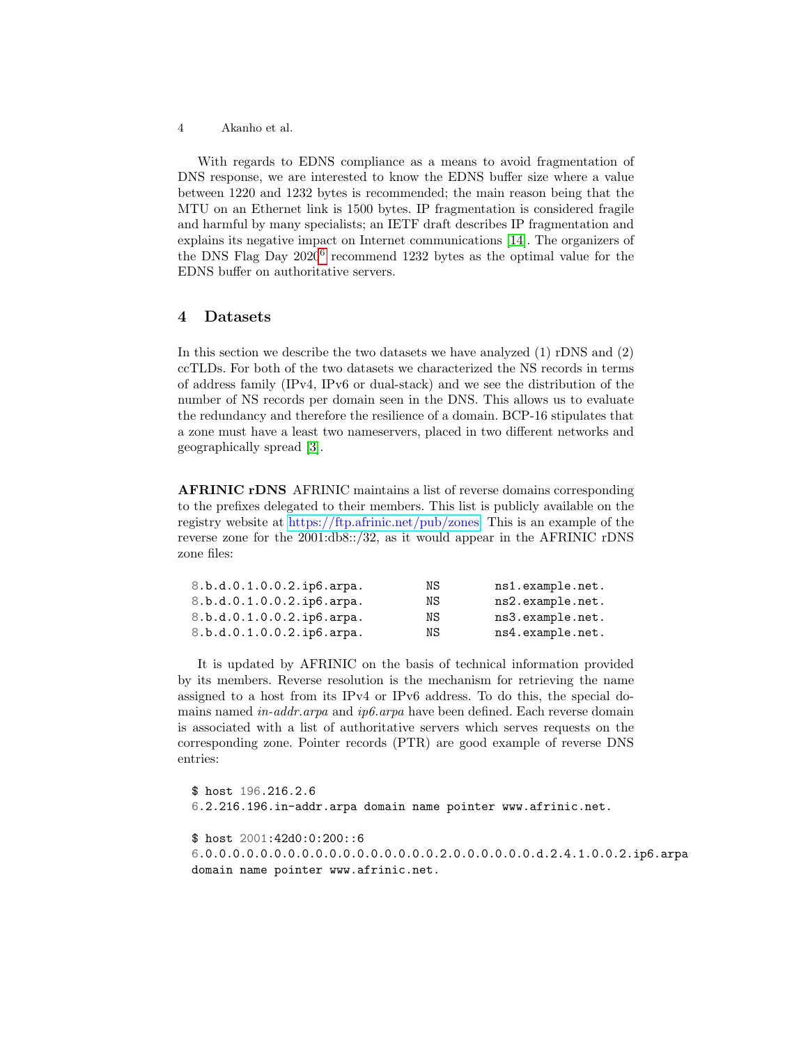With regards to EDNS compliance as a means to avoid fragmentation of DNS response, we are interested to know the EDNS buffer size where a value between 1220 and 1232 bytes is recommended; the main reason being that the MTU on an Ethernet link is 1500 bytes. IP fragmentation is considered fragile and harmful by many specialists; an IETF draft describes IP fragmentation and explains its negative impact on Internet communications [14]. The organizers of the DNS Flag Day 2020[6] recommend 1232 bytes as the optimal value for the EDNS buffer on authoritative servers.

## 4 Datasets

In this section we describe the two datasets we have analyzed (1) rDNS and (2) ccTLDs. For both of the two datasets we characterized the NS records in terms of address family (IPv4, IPv6 or dual-stack) and we see the distribution of the number of NS records per domain seen in the DNS. This allows us to evaluate the redundancy and therefore the resilience of a domain. BCP-16 stipulates that a zone must have a least two nameservers, placed in two different networks and geographically spread [3].

**AFRINIC rDNS** AFRINIC maintains a list of reverse domains corresponding to the prefixes delegated to their members. This list is publicly available on the registry website at https://ftp.afrinic.net/pub/zones. This is an example of the reverse zone for the 2001:db8::/32, as it would appear in the AFRINIC rDNS zone files:

```
8.b.d.0.1.0.0.2.ip6.arpa.        NS        ns1.example.net.
8.b.d.0.1.0.0.2.ip6.arpa.        NS        ns2.example.net.
8.b.d.0.1.0.0.2.ip6.arpa.        NS        ns3.example.net.
8.b.d.0.1.0.0.2.ip6.arpa.        NS        ns4.example.net.
```

It is updated by AFRINIC on the basis of technical information provided by its members. Reverse resolution is the mechanism for retrieving the name assigned to a host from its IPv4 or IPv6 address. To do this, the special domains named *in-addr.arpa* and *ip6.arpa* have been defined. Each reverse domain is associated with a list of authoritative servers which serves requests on the corresponding zone. Pointer records (PTR) are good example of reverse DNS entries:

```
$ host 196.216.2.6
6.2.216.196.in-addr.arpa domain name pointer www.afrinic.net.

$ host 2001:42d0:0:200::6
6.0.0.0.0.0.0.0.0.0.0.0.0.0.0.0.0.2.0.0.0.0.0.0.d.2.4.1.0.0.2.ip6.arpa
domain name pointer www.afrinic.net.
```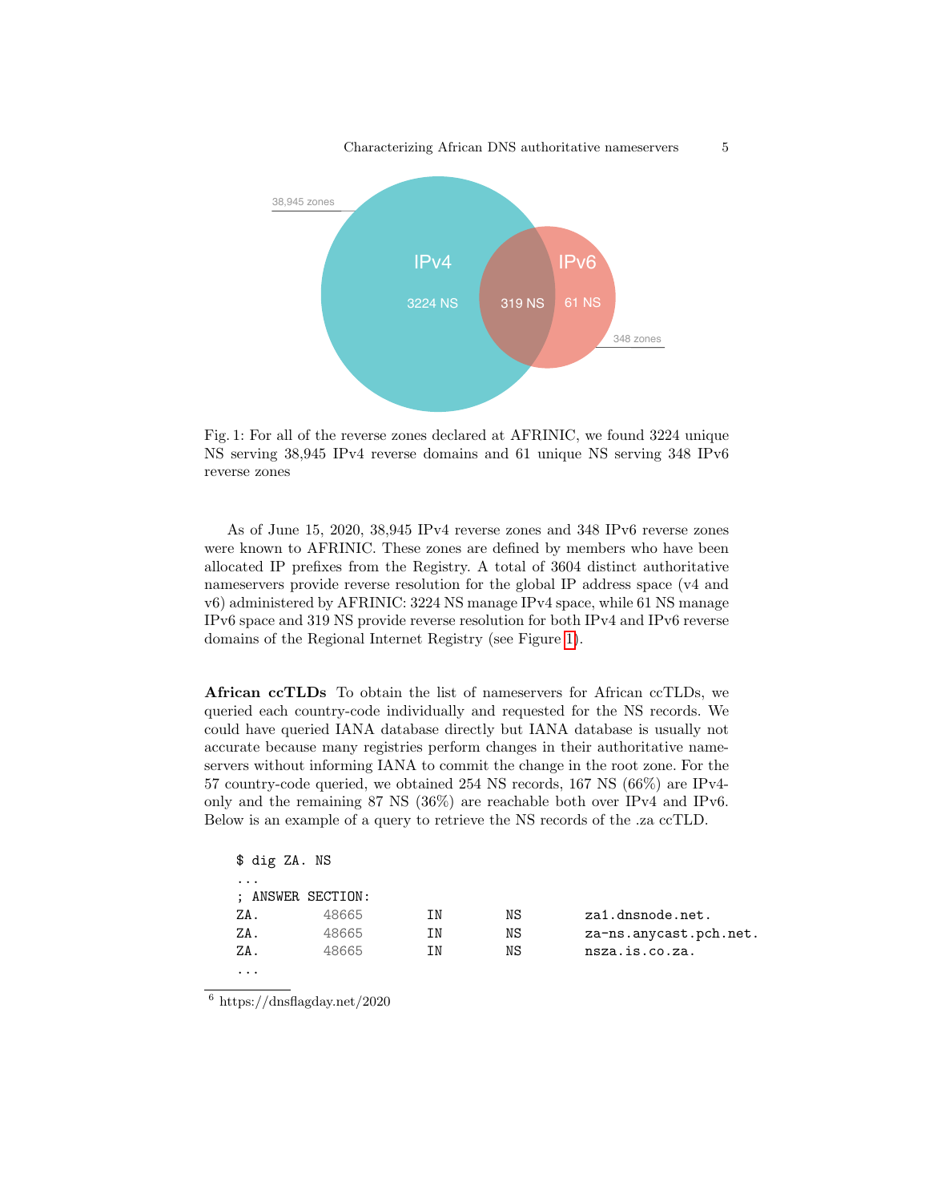Fig. 1: For all of the reverse zones declared at AFRINIC, we found 3224 unique NS serving 38,945 IPv4 reverse domains and 61 unique NS serving 348 IPv6 reverse zones

As of June 15, 2020, 38,945 IPv4 reverse zones and 348 IPv6 reverse zones were known to AFRINIC. These zones are defined by members who have been allocated IP prefixes from the Registry. A total of 3604 distinct authoritative nameservers provide reverse resolution for the global IP address space (v4 and v6) administered by AFRINIC: 3224 NS manage IPv4 space, while 61 NS manage IPv6 space and 319 NS provide reverse resolution for both IPv4 and IPv6 reverse domains of the Regional Internet Registry (see Figure 1).

**African ccTLDs** To obtain the list of nameservers for African ccTLDs, we queried each country-code individually and requested for the NS records. We could have queried IANA database directly but IANA database is usually not accurate because many registries perform changes in their authoritative nameservers without informing IANA to commit the change in the root zone. For the 57 country-code queried, we obtained 254 NS records, 167 NS (66%) are IPv4-only and the remaining 87 NS (36%) are reachable both over IPv4 and IPv6. Below is an example of a query to retrieve the NS records of the .za ccTLD.

```
$ dig ZA. NS
...
; ANSWER SECTION:
ZA.         48665       IN       NS       za1.dnsnode.net.
ZA.         48665       IN       NS       za-ns.anycast.pch.net.
ZA.         48665       IN       NS       nsza.is.co.za.
...
```

[6] https://dnsflagday.net/2020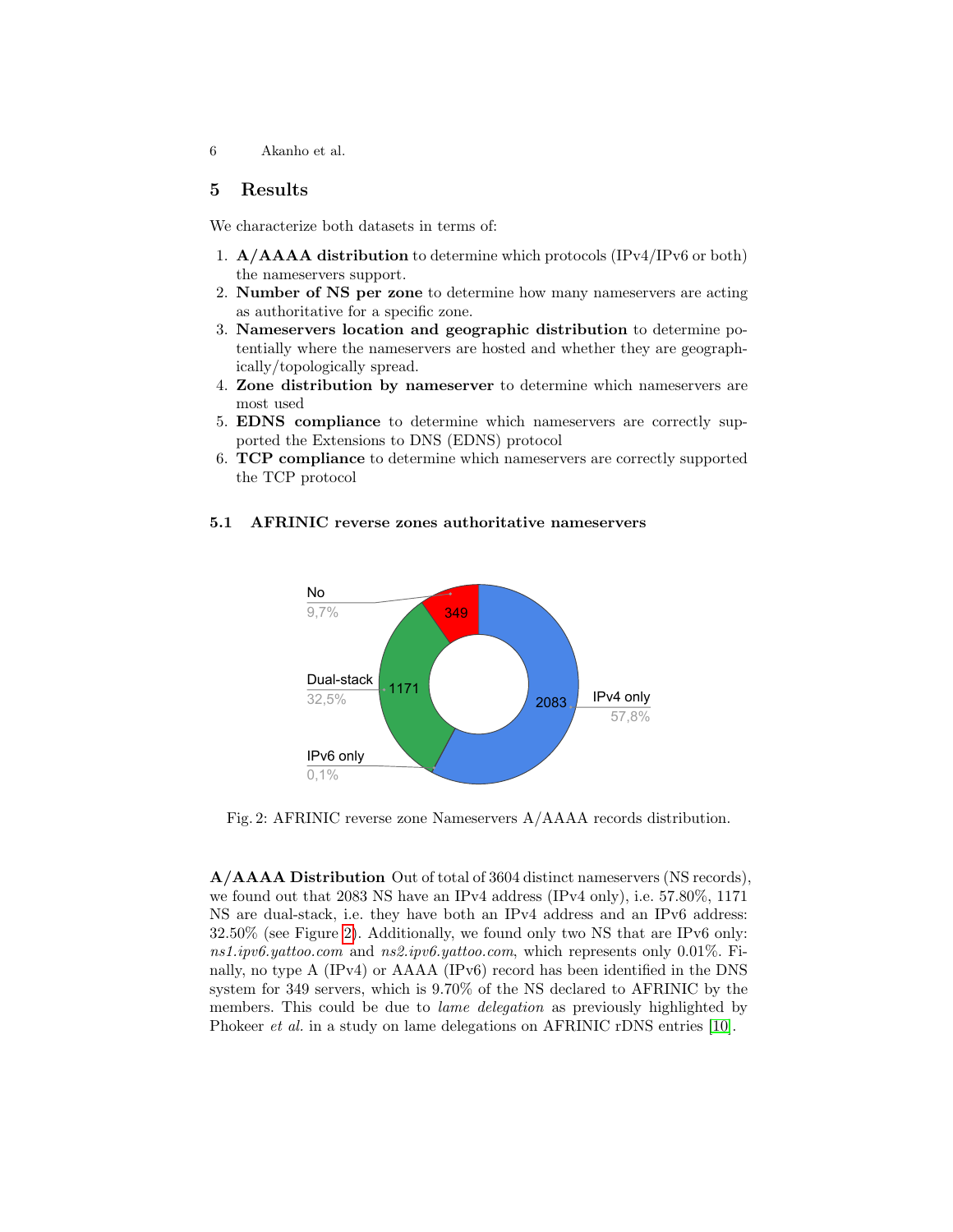## 5 Results

We characterize both datasets in terms of:

1. **A/AAAA distribution** to determine which protocols (IPv4/IPv6 or both) the nameservers support.
2. **Number of NS per zone** to determine how many nameservers are acting as authoritative for a specific zone.
3. **Nameservers location and geographic distribution** to determine potentially where the nameservers are hosted and whether they are geographically/topologically spread.
4. **Zone distribution by nameserver** to determine which nameservers are most used
5. **EDNS compliance** to determine which nameservers are correctly supported the Extensions to DNS (EDNS) protocol
6. **TCP compliance** to determine which nameservers are correctly supported the TCP protocol

### 5.1 AFRINIC reverse zones authoritative nameservers

Fig. 2: AFRINIC reverse zone Nameservers A/AAAA records distribution.

**A/AAAA Distribution** Out of total of 3604 distinct nameservers (NS records), we found out that 2083 NS have an IPv4 address (IPv4 only), i.e. 57.80%, 1171 NS are dual-stack, i.e. they have both an IPv4 address and an IPv6 address: 32.50% (see Figure 2). Additionally, we found only two NS that are IPv6 only: *ns1.ipv6.yattoo.com* and *ns2.ipv6.yattoo.com*, which represents only 0.01%. Finally, no type A (IPv4) or AAAA (IPv6) record has been identified in the DNS system for 349 servers, which is 9.70% of the NS declared to AFRINIC by the members. This could be due to *lame delegation* as previously highlighted by Phokeer *et al.* in a study on lame delegations on AFRINIC rDNS entries [10].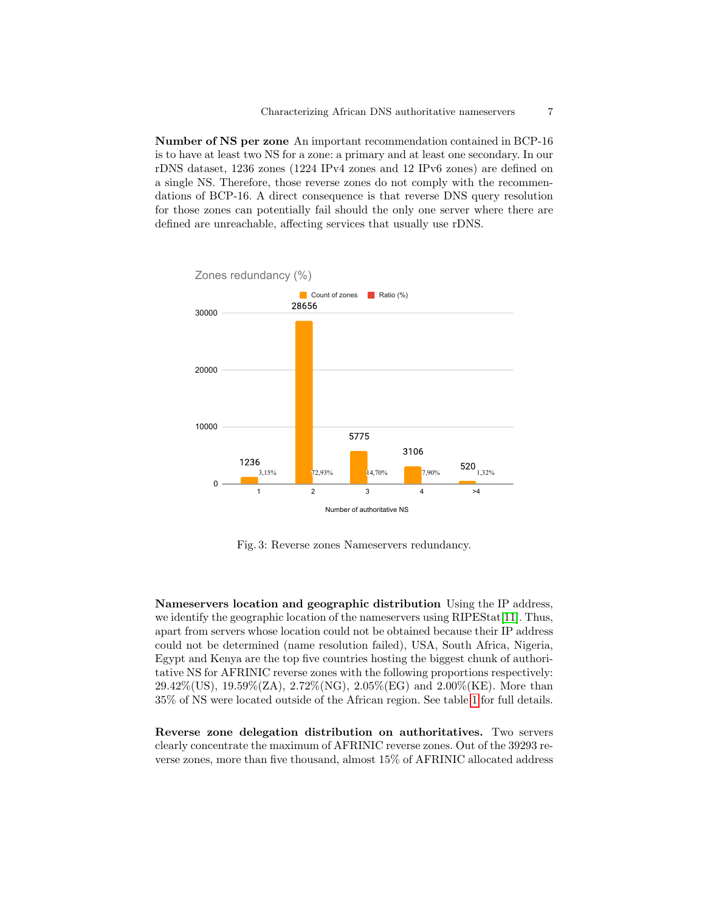**Number of NS per zone** An important recommendation contained in BCP-16 is to have at least two NS for a zone: a primary and at least one secondary. In our rDNS dataset, 1236 zones (1224 IPv4 zones and 12 IPv6 zones) are defined on a single NS. Therefore, those reverse zones do not comply with the recommendations of BCP-16. A direct consequence is that reverse DNS query resolution for those zones can potentially fail should the only one server where there are defined are unreachable, affecting services that usually use rDNS.

Zones redundancy (%)

| Number of authoritative NS | Count of zones | Ratio (%) |
|---|---|---|
| 1 | 1236 | 3,15% |
| 2 | 28656 | 72,93% |
| 3 | 5775 | 14,70% |
| 4 | 3106 | 7,90% |
| >4 | 520 | 1,32% |

Fig. 3: Reverse zones Nameservers redundancy.

**Nameservers location and geographic distribution** Using the IP address, we identify the geographic location of the nameservers using RIPEStat[11]. Thus, apart from servers whose location could not be obtained because their IP address could not be determined (name resolution failed), USA, South Africa, Nigeria, Egypt and Kenya are the top five countries hosting the biggest chunk of authoritative NS for AFRINIC reverse zones with the following proportions respectively: 29.42%(US), 19.59%(ZA), 2.72%(NG), 2.05%(EG) and 2.00%(KE). More than 35% of NS were located outside of the African region. See table 1 for full details.

**Reverse zone delegation distribution on authoritatives.** Two servers clearly concentrate the maximum of AFRINIC reverse zones. Out of the 39293 reverse zones, more than five thousand, almost 15% of AFRINIC allocated address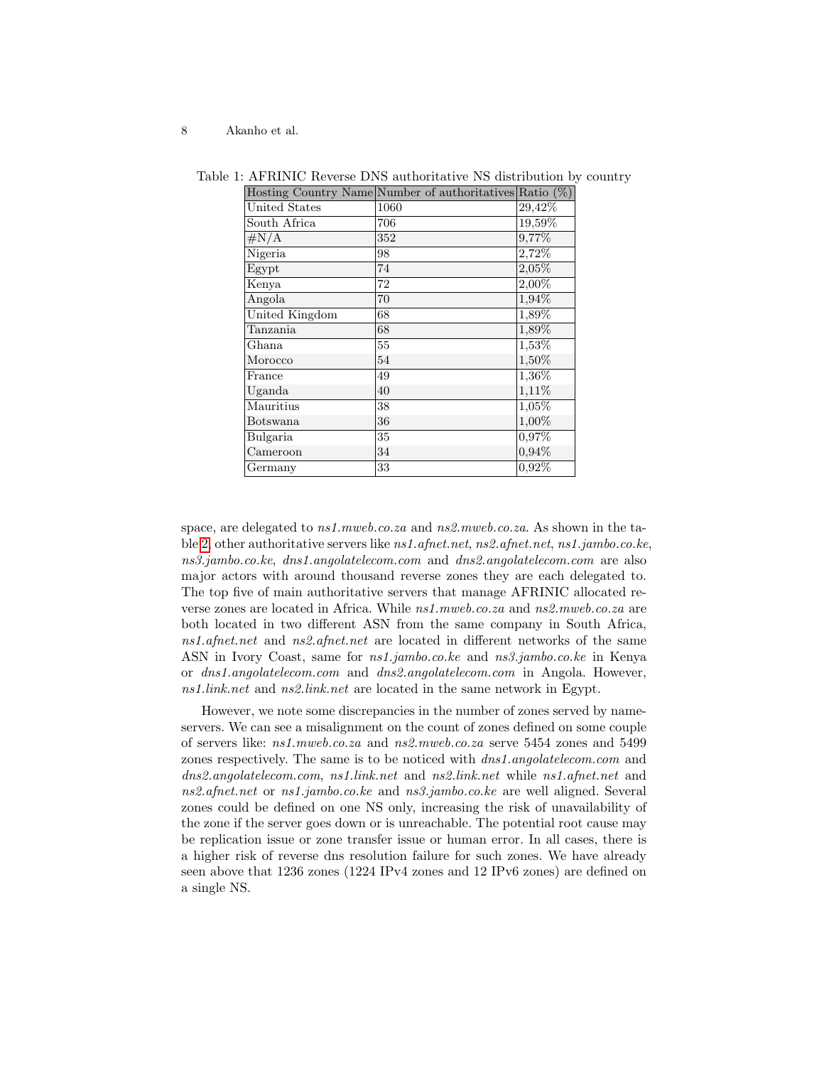Table 1: AFRINIC Reverse DNS authoritative NS distribution by country

| Hosting Country Name | Number of authoritatives | Ratio (%) |
|---|---|---|
| United States | 1060 | 29,42% |
| South Africa | 706 | 19,59% |
| #N/A | 352 | 9,77% |
| Nigeria | 98 | 2,72% |
| Egypt | 74 | 2,05% |
| Kenya | 72 | 2,00% |
| Angola | 70 | 1,94% |
| United Kingdom | 68 | 1,89% |
| Tanzania | 68 | 1,89% |
| Ghana | 55 | 1,53% |
| Morocco | 54 | 1,50% |
| France | 49 | 1,36% |
| Uganda | 40 | 1,11% |
| Mauritius | 38 | 1,05% |
| Botswana | 36 | 1,00% |
| Bulgaria | 35 | 0,97% |
| Cameroon | 34 | 0,94% |
| Germany | 33 | 0,92% |

space, are delegated to *ns1.mweb.co.za* and *ns2.mweb.co.za*. As shown in the table 2, other authoritative servers like *ns1.afnet.net*, *ns2.afnet.net*, *ns1.jambo.co.ke*, *ns3.jambo.co.ke*, *dns1.angolatelecom.com* and *dns2.angolatelecom.com* are also major actors with around thousand reverse zones they are each delegated to. The top five of main authoritative servers that manage AFRINIC allocated reverse zones are located in Africa. While *ns1.mweb.co.za* and *ns2.mweb.co.za* are both located in two different ASN from the same company in South Africa, *ns1.afnet.net* and *ns2.afnet.net* are located in different networks of the same ASN in Ivory Coast, same for *ns1.jambo.co.ke* and *ns3.jambo.co.ke* in Kenya or *dns1.angolatelecom.com* and *dns2.angolatelecom.com* in Angola. However, *ns1.link.net* and *ns2.link.net* are located in the same network in Egypt.

However, we note some discrepancies in the number of zones served by nameservers. We can see a misalignment on the count of zones defined on some couple of servers like: *ns1.mweb.co.za* and *ns2.mweb.co.za* serve 5454 zones and 5499 zones respectively. The same is to be noticed with *dns1.angolatelecom.com* and *dns2.angolatelecom.com*, *ns1.link.net* and *ns2.link.net* while *ns1.afnet.net* and *ns2.afnet.net* or *ns1.jambo.co.ke* and *ns3.jambo.co.ke* are well aligned. Several zones could be defined on one NS only, increasing the risk of unavailability of the zone if the server goes down or is unreachable. The potential root cause may be replication issue or zone transfer issue or human error. In all cases, there is a higher risk of reverse dns resolution failure for such zones. We have already seen above that 1236 zones (1224 IPv4 zones and 12 IPv6 zones) are defined on a single NS.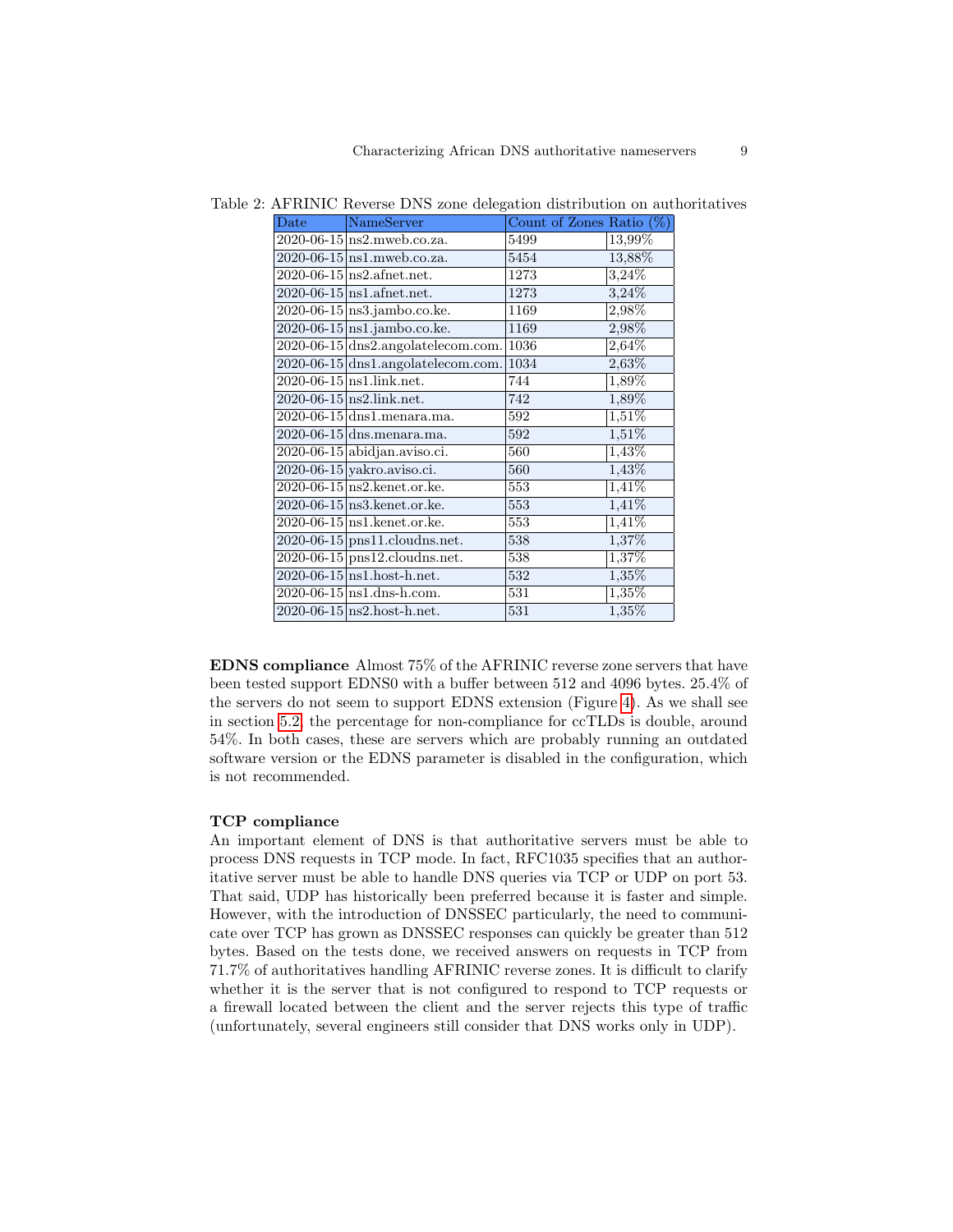Table 2: AFRINIC Reverse DNS zone delegation distribution on authoritatives

| Date | NameServer | Count of Zones | Ratio (%) |
|---|---|---|---|
| 2020-06-15 | ns2.mweb.co.za. | 5499 | 13,99% |
| 2020-06-15 | ns1.mweb.co.za. | 5454 | 13,88% |
| 2020-06-15 | ns2.afnet.net. | 1273 | 3,24% |
| 2020-06-15 | ns1.afnet.net. | 1273 | 3,24% |
| 2020-06-15 | ns3.jambo.co.ke. | 1169 | 2,98% |
| 2020-06-15 | ns1.jambo.co.ke. | 1169 | 2,98% |
| 2020-06-15 | dns2.angolatelecom.com. | 1036 | 2,64% |
| 2020-06-15 | dns1.angolatelecom.com. | 1034 | 2,63% |
| 2020-06-15 | ns1.link.net. | 744 | 1,89% |
| 2020-06-15 | ns2.link.net. | 742 | 1,89% |
| 2020-06-15 | dns1.menara.ma. | 592 | 1,51% |
| 2020-06-15 | dns.menara.ma. | 592 | 1,51% |
| 2020-06-15 | abidjan.aviso.ci. | 560 | 1,43% |
| 2020-06-15 | yakro.aviso.ci. | 560 | 1,43% |
| 2020-06-15 | ns2.kenet.or.ke. | 553 | 1,41% |
| 2020-06-15 | ns3.kenet.or.ke. | 553 | 1,41% |
| 2020-06-15 | ns1.kenet.or.ke. | 553 | 1,41% |
| 2020-06-15 | pns11.cloudns.net. | 538 | 1,37% |
| 2020-06-15 | pns12.cloudns.net. | 538 | 1,37% |
| 2020-06-15 | ns1.host-h.net. | 532 | 1,35% |
| 2020-06-15 | ns1.dns-h.com. | 531 | 1,35% |
| 2020-06-15 | ns2.host-h.net. | 531 | 1,35% |

**EDNS compliance** Almost 75% of the AFRINIC reverse zone servers that have been tested support EDNS0 with a buffer between 512 and 4096 bytes. 25.4% of the servers do not seem to support EDNS extension (Figure 4). As we shall see in section 5.2, the percentage for non-compliance for ccTLDs is double, around 54%. In both cases, these are servers which are probably running an outdated software version or the EDNS parameter is disabled in the configuration, which is not recommended.

**TCP compliance**
An important element of DNS is that authoritative servers must be able to process DNS requests in TCP mode. In fact, RFC1035 specifies that an authoritative server must be able to handle DNS queries via TCP or UDP on port 53. That said, UDP has historically been preferred because it is faster and simple. However, with the introduction of DNSSEC particularly, the need to communicate over TCP has grown as DNSSEC responses can quickly be greater than 512 bytes. Based on the tests done, we received answers on requests in TCP from 71.7% of authoritatives handling AFRINIC reverse zones. It is difficult to clarify whether it is the server that is not configured to respond to TCP requests or a firewall located between the client and the server rejects this type of traffic (unfortunately, several engineers still consider that DNS works only in UDP).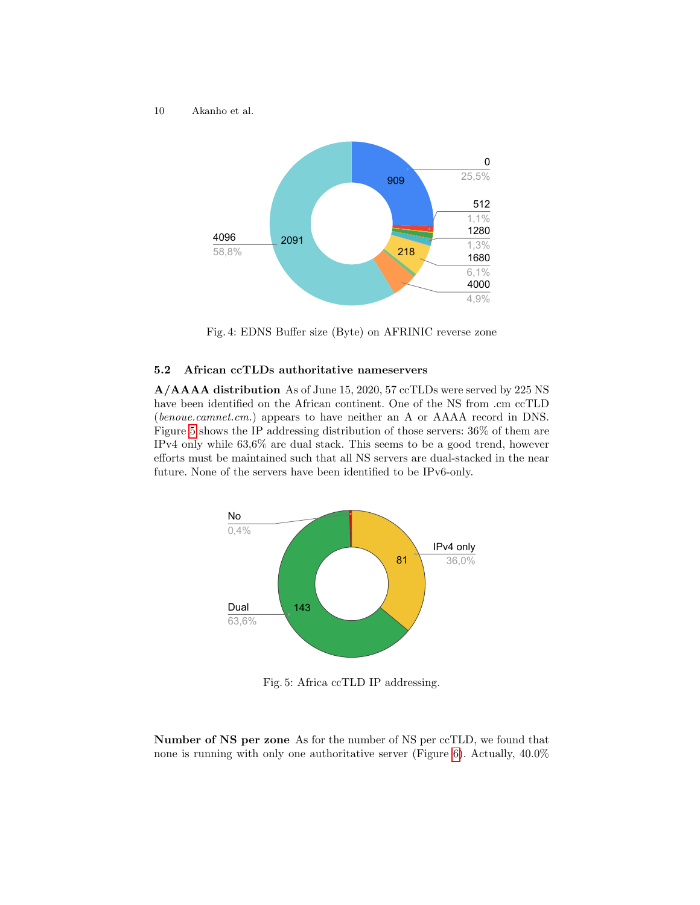Fig. 4: EDNS Buffer size (Byte) on AFRINIC reverse zone

### 5.2 African ccTLDs authoritative nameservers

**A/AAAA distribution** As of June 15, 2020, 57 ccTLDs were served by 225 NS have been identified on the African continent. One of the NS from .cm ccTLD (*benoue.camnet.cm.*) appears to have neither an A or AAAA record in DNS. Figure 5 shows the IP addressing distribution of those servers: 36% of them are IPv4 only while 63,6% are dual stack. This seems to be a good trend, however efforts must be maintained such that all NS servers are dual-stacked in the near future. None of the servers have been identified to be IPv6-only.

Fig. 5: Africa ccTLD IP addressing.

**Number of NS per zone** As for the number of NS per ccTLD, we found that none is running with only one authoritative server (Figure 6). Actually, 40.0%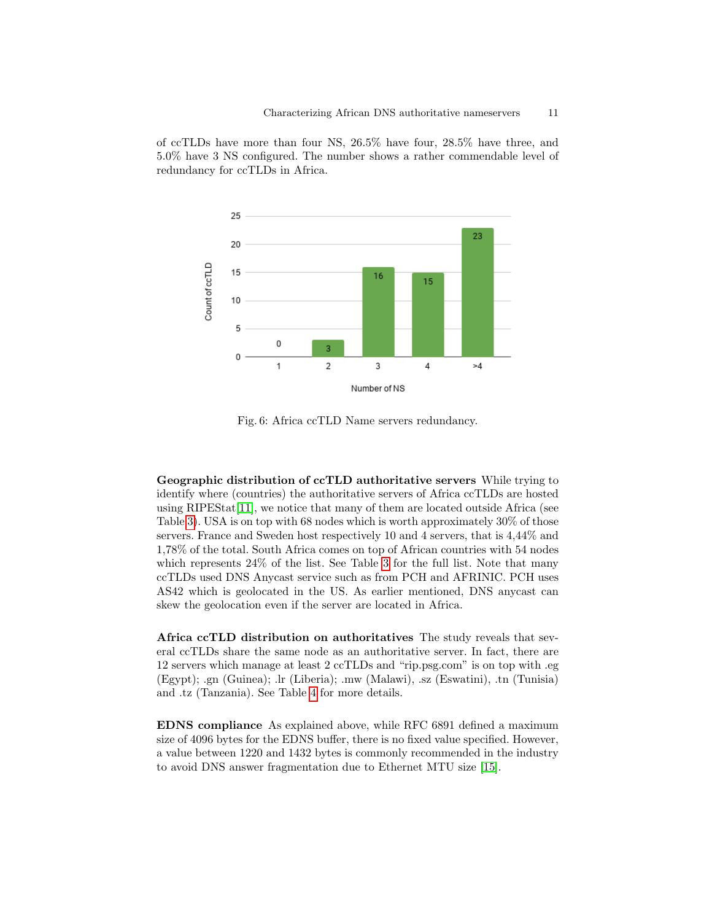of ccTLDs have more than four NS, 26.5% have four, 28.5% have three, and 5.0% have 3 NS configured. The number shows a rather commendable level of redundancy for ccTLDs in Africa.

Fig. 6: Africa ccTLD Name servers redundancy.

**Geographic distribution of ccTLD authoritative servers** While trying to identify where (countries) the authoritative servers of Africa ccTLDs are hosted using RIPEStat[11], we notice that many of them are located outside Africa (see Table 3). USA is on top with 68 nodes which is worth approximately 30% of those servers. France and Sweden host respectively 10 and 4 servers, that is 4,44% and 1,78% of the total. South Africa comes on top of African countries with 54 nodes which represents 24% of the list. See Table 3 for the full list. Note that many ccTLDs used DNS Anycast service such as from PCH and AFRINIC. PCH uses AS42 which is geolocated in the US. As earlier mentioned, DNS anycast can skew the geolocation even if the server are located in Africa.

**Africa ccTLD distribution on authoritatives** The study reveals that several ccTLDs share the same node as an authoritative server. In fact, there are 12 servers which manage at least 2 ccTLDs and "rip.psg.com" is on top with .eg (Egypt); .gn (Guinea); .lr (Liberia); .mw (Malawi), .sz (Eswatini), .tn (Tunisia) and .tz (Tanzania). See Table 4 for more details.

**EDNS compliance** As explained above, while RFC 6891 defined a maximum size of 4096 bytes for the EDNS buffer, there is no fixed value specified. However, a value between 1220 and 1432 bytes is commonly recommended in the industry to avoid DNS answer fragmentation due to Ethernet MTU size [15].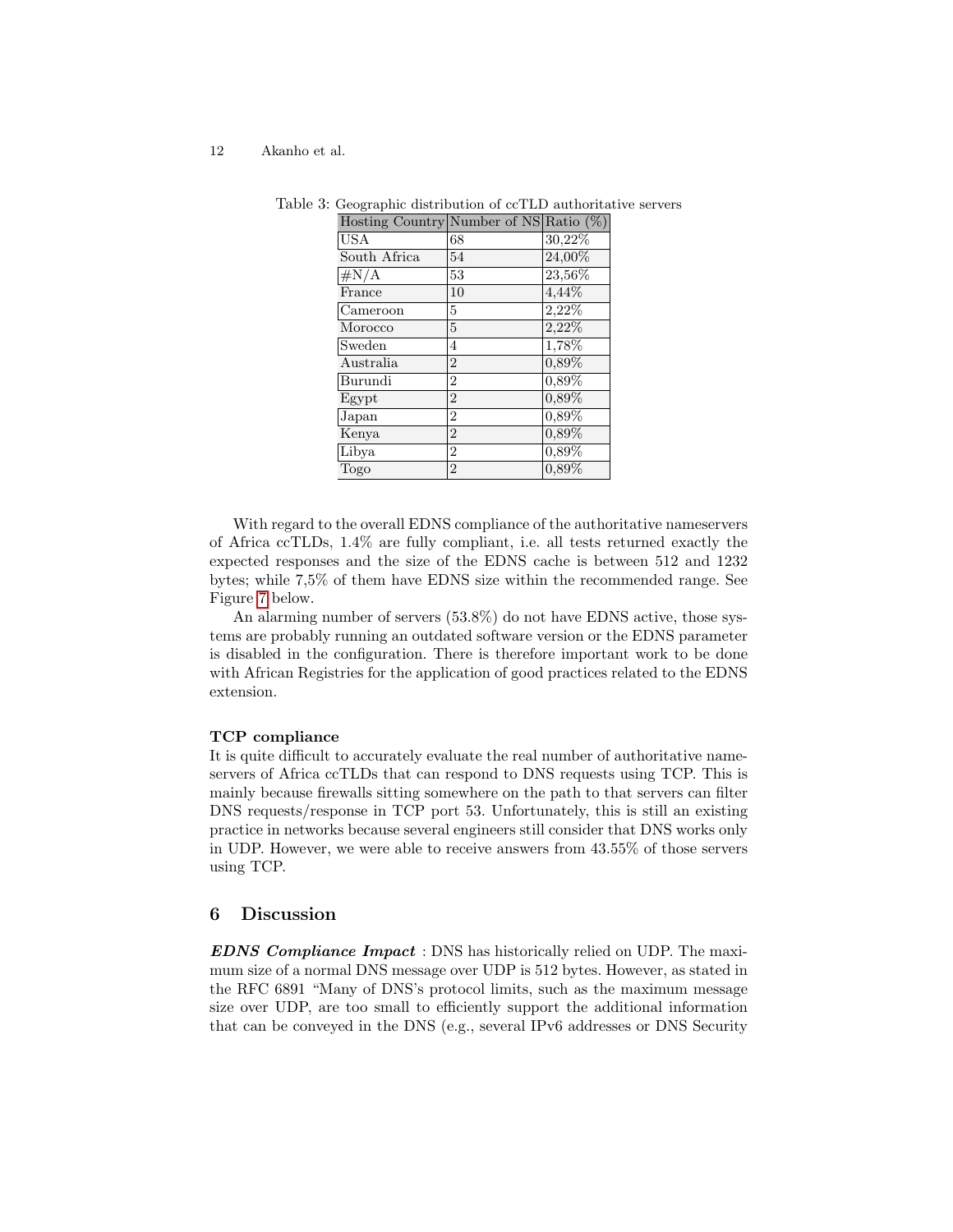Table 3: Geographic distribution of ccTLD authoritative servers

| Hosting Country | Number of NS | Ratio (%) |
|---|---|---|
| USA | 68 | 30,22% |
| South Africa | 54 | 24,00% |
| #N/A | 53 | 23,56% |
| France | 10 | 4,44% |
| Cameroon | 5 | 2,22% |
| Morocco | 5 | 2,22% |
| Sweden | 4 | 1,78% |
| Australia | 2 | 0,89% |
| Burundi | 2 | 0,89% |
| Egypt | 2 | 0,89% |
| Japan | 2 | 0,89% |
| Kenya | 2 | 0,89% |
| Libya | 2 | 0,89% |
| Togo | 2 | 0,89% |

With regard to the overall EDNS compliance of the authoritative nameservers of Africa ccTLDs, 1.4% are fully compliant, i.e. all tests returned exactly the expected responses and the size of the EDNS cache is between 512 and 1232 bytes; while 7,5% of them have EDNS size within the recommended range. See Figure 7 below.

An alarming number of servers (53.8%) do not have EDNS active, those systems are probably running an outdated software version or the EDNS parameter is disabled in the configuration. There is therefore important work to be done with African Registries for the application of good practices related to the EDNS extension.

**TCP compliance**
It is quite difficult to accurately evaluate the real number of authoritative nameservers of Africa ccTLDs that can respond to DNS requests using TCP. This is mainly because firewalls sitting somewhere on the path to that servers can filter DNS requests/response in TCP port 53. Unfortunately, this is still an existing practice in networks because several engineers still consider that DNS works only in UDP. However, we were able to receive answers from 43.55% of those servers using TCP.

## 6 Discussion

***EDNS Compliance Impact*** : DNS has historically relied on UDP. The maximum size of a normal DNS message over UDP is 512 bytes. However, as stated in the RFC 6891 "Many of DNS's protocol limits, such as the maximum message size over UDP, are too small to efficiently support the additional information that can be conveyed in the DNS (e.g., several IPv6 addresses or DNS Security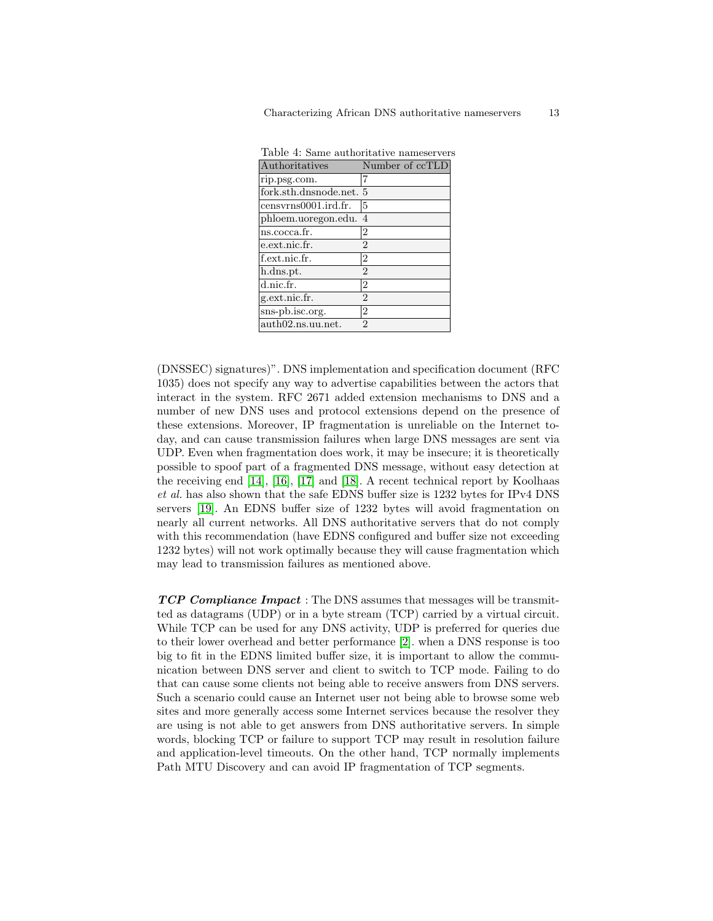Table 4: Same authoritative nameservers

| Authoritatives | Number of ccTLD |
| --- | --- |
| rip.psg.com. | 7 |
| fork.sth.dnsnode.net. | 5 |
| censvrns0001.ird.fr. | 5 |
| phloem.uoregon.edu. | 4 |
| ns.cocca.fr. | 2 |
| e.ext.nic.fr. | 2 |
| f.ext.nic.fr. | 2 |
| h.dns.pt. | 2 |
| d.nic.fr. | 2 |
| g.ext.nic.fr. | 2 |
| sns-pb.isc.org. | 2 |
| auth02.ns.uu.net. | 2 |

(DNSSEC) signatures)". DNS implementation and specification document (RFC 1035) does not specify any way to advertise capabilities between the actors that interact in the system. RFC 2671 added extension mechanisms to DNS and a number of new DNS uses and protocol extensions depend on the presence of these extensions. Moreover, IP fragmentation is unreliable on the Internet today, and can cause transmission failures when large DNS messages are sent via UDP. Even when fragmentation does work, it may be insecure; it is theoretically possible to spoof part of a fragmented DNS message, without easy detection at the receiving end [14], [16], [17] and [18]. A recent technical report by Koolhaas *et al.* has also shown that the safe EDNS buffer size is 1232 bytes for IPv4 DNS servers [19]. An EDNS buffer size of 1232 bytes will avoid fragmentation on nearly all current networks. All DNS authoritative servers that do not comply with this recommendation (have EDNS configured and buffer size not exceeding 1232 bytes) will not work optimally because they will cause fragmentation which may lead to transmission failures as mentioned above.

***TCP Compliance Impact*** : The DNS assumes that messages will be transmitted as datagrams (UDP) or in a byte stream (TCP) carried by a virtual circuit. While TCP can be used for any DNS activity, UDP is preferred for queries due to their lower overhead and better performance [2]. when a DNS response is too big to fit in the EDNS limited buffer size, it is important to allow the communication between DNS server and client to switch to TCP mode. Failing to do that can cause some clients not being able to receive answers from DNS servers. Such a scenario could cause an Internet user not being able to browse some web sites and more generally access some Internet services because the resolver they are using is not able to get answers from DNS authoritative servers. In simple words, blocking TCP or failure to support TCP may result in resolution failure and application-level timeouts. On the other hand, TCP normally implements Path MTU Discovery and can avoid IP fragmentation of TCP segments.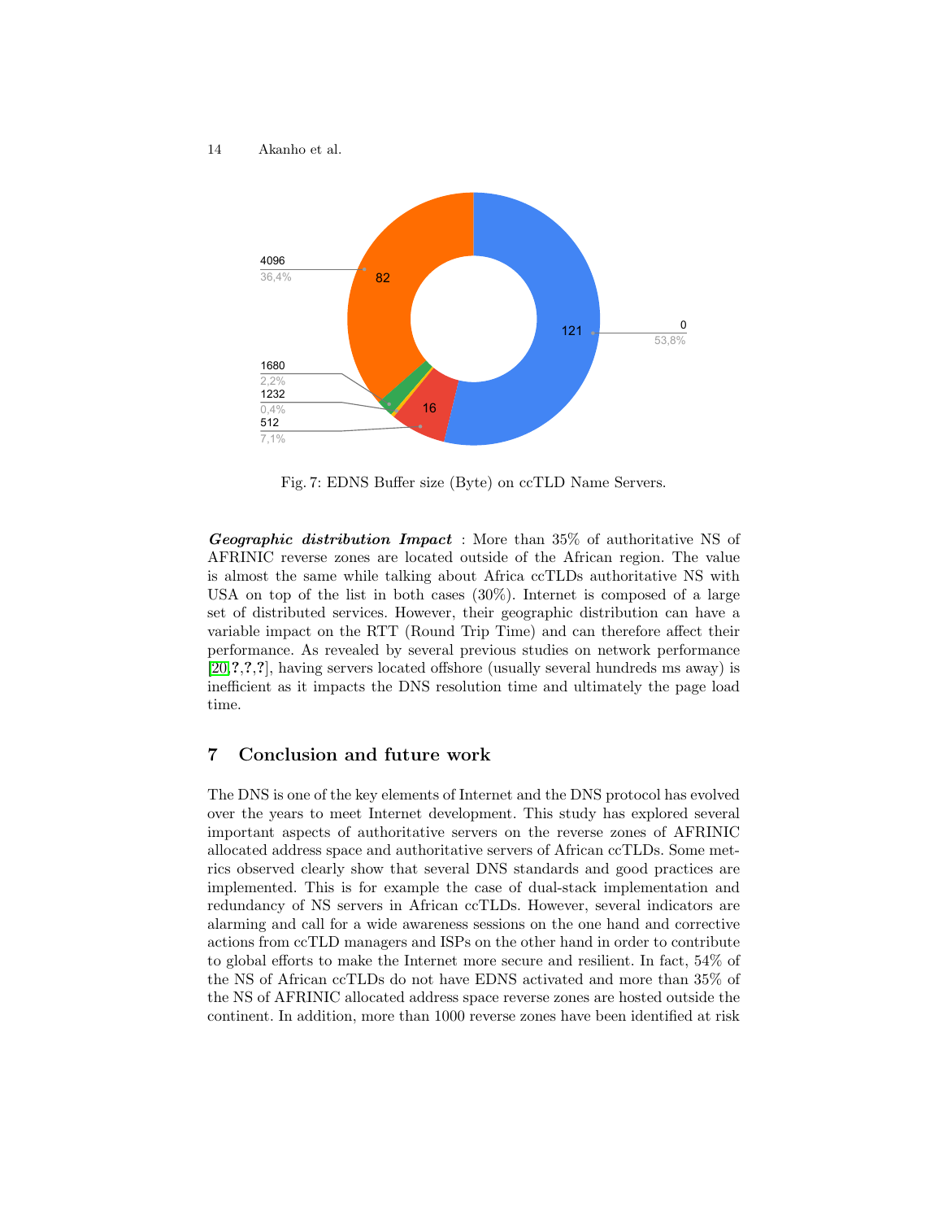Fig. 7: EDNS Buffer size (Byte) on ccTLD Name Servers.

***Geographic distribution Impact*** : More than 35% of authoritative NS of AFRINIC reverse zones are located outside of the African region. The value is almost the same while talking about Africa ccTLDs authoritative NS with USA on top of the list in both cases (30%). Internet is composed of a large set of distributed services. However, their geographic distribution can have a variable impact on the RTT (Round Trip Time) and can therefore affect their performance. As revealed by several previous studies on network performance [20,?,?,?], having servers located offshore (usually several hundreds ms away) is inefficient as it impacts the DNS resolution time and ultimately the page load time.

## 7 Conclusion and future work

The DNS is one of the key elements of Internet and the DNS protocol has evolved over the years to meet Internet development. This study has explored several important aspects of authoritative servers on the reverse zones of AFRINIC allocated address space and authoritative servers of African ccTLDs. Some metrics observed clearly show that several DNS standards and good practices are implemented. This is for example the case of dual-stack implementation and redundancy of NS servers in African ccTLDs. However, several indicators are alarming and call for a wide awareness sessions on the one hand and corrective actions from ccTLD managers and ISPs on the other hand in order to contribute to global efforts to make the Internet more secure and resilient. In fact, 54% of the NS of African ccTLDs do not have EDNS activated and more than 35% of the NS of AFRINIC allocated address space reverse zones are hosted outside the continent. In addition, more than 1000 reverse zones have been identified at risk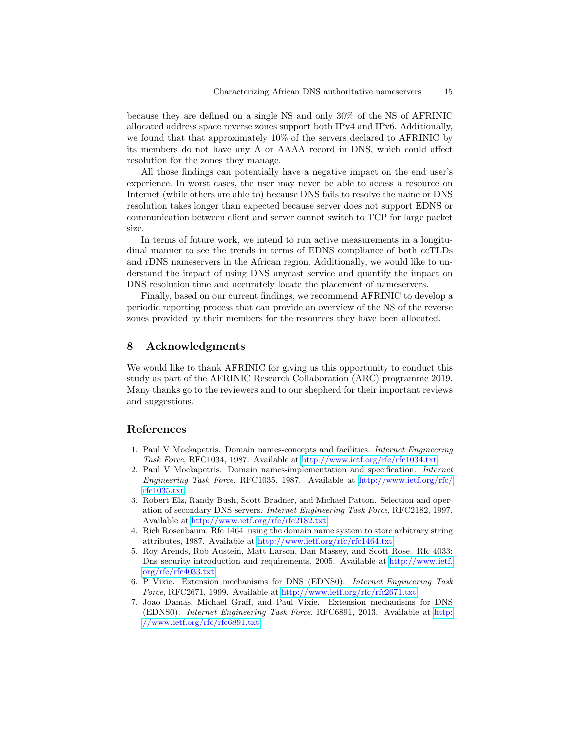because they are defined on a single NS and only 30% of the NS of AFRINIC allocated address space reverse zones support both IPv4 and IPv6. Additionally, we found that that approximately 10% of the servers declared to AFRINIC by its members do not have any A or AAAA record in DNS, which could affect resolution for the zones they manage.

All those findings can potentially have a negative impact on the end user's experience. In worst cases, the user may never be able to access a resource on Internet (while others are able to) because DNS fails to resolve the name or DNS resolution takes longer than expected because server does not support EDNS or communication between client and server cannot switch to TCP for large packet size.

In terms of future work, we intend to run active measurements in a longitudinal manner to see the trends in terms of EDNS compliance of both ccTLDs and rDNS nameservers in the African region. Additionally, we would like to understand the impact of using DNS anycast service and quantify the impact on DNS resolution time and accurately locate the placement of nameservers.

Finally, based on our current findings, we recommend AFRINIC to develop a periodic reporting process that can provide an overview of the NS of the reverse zones provided by their members for the resources they have been allocated.

## 8 Acknowledgments

We would like to thank AFRINIC for giving us this opportunity to conduct this study as part of the AFRINIC Research Collaboration (ARC) programme 2019. Many thanks go to the reviewers and to our shepherd for their important reviews and suggestions.

## References

1. Paul V Mockapetris. Domain names-concepts and facilities. *Internet Engineering Task Force*, RFC1034, 1987. Available at http://www.ietf.org/rfc/rfc1034.txt
2. Paul V Mockapetris. Domain names-implementation and specification. *Internet Engineering Task Force*, RFC1035, 1987. Available at http://www.ietf.org/rfc/rfc1035.txt
3. Robert Elz, Randy Bush, Scott Bradner, and Michael Patton. Selection and operation of secondary DNS servers. *Internet Engineering Task Force*, RFC2182, 1997. Available at http://www.ietf.org/rfc/rfc2182.txt
4. Rich Rosenbaum. Rfc 1464–using the domain name system to store arbitrary string attributes, 1987. Available at http://www.ietf.org/rfc/rfc1464.txt
5. Roy Arends, Rob Austein, Matt Larson, Dan Massey, and Scott Rose. Rfc 4033: Dns security introduction and requirements, 2005. Available at http://www.ietf.org/rfc/rfc4033.txt
6. P Vixie. Extension mechanisms for DNS (EDNS0). *Internet Engineering Task Force*, RFC2671, 1999. Available at http://www.ietf.org/rfc/rfc2671.txt
7. Joao Damas, Michael Graff, and Paul Vixie. Extension mechanisms for DNS (EDNS0). *Internet Engineering Task Force*, RFC6891, 2013. Available at http://www.ietf.org/rfc/rfc6891.txt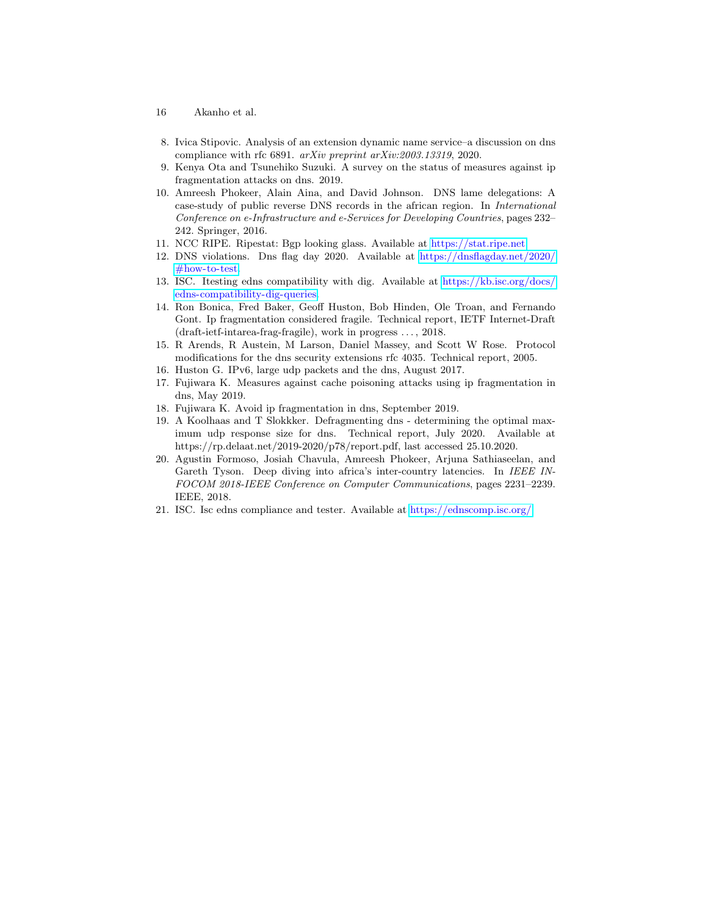8. Ivica Stipovic. Analysis of an extension dynamic name service–a discussion on dns compliance with rfc 6891. *arXiv preprint arXiv:2003.13319*, 2020.
9. Kenya Ota and Tsunehiko Suzuki. A survey on the status of measures against ip fragmentation attacks on dns. 2019.
10. Amreesh Phokeer, Alain Aina, and David Johnson. DNS lame delegations: A case-study of public reverse DNS records in the african region. In *International Conference on e-Infrastructure and e-Services for Developing Countries*, pages 232–242. Springer, 2016.
11. NCC RIPE. Ripestat: Bgp looking glass. Available at https://stat.ripe.net
12. DNS violations. Dns flag day 2020. Available at https://dnsflagday.net/2020/#how-to-test.
13. ISC. Itesting edns compatibility with dig. Available at https://kb.isc.org/docs/edns-compatibility-dig-queries
14. Ron Bonica, Fred Baker, Geoff Huston, Bob Hinden, Ole Troan, and Fernando Gont. Ip fragmentation considered fragile. Technical report, IETF Internet-Draft (draft-ietf-intarea-frag-fragile), work in progress ..., 2018.
15. R Arends, R Austein, M Larson, Daniel Massey, and Scott W Rose. Protocol modifications for the dns security extensions rfc 4035. Technical report, 2005.
16. Huston G. IPv6, large udp packets and the dns, August 2017.
17. Fujiwara K. Measures against cache poisoning attacks using ip fragmentation in dns, May 2019.
18. Fujiwara K. Avoid ip fragmentation in dns, September 2019.
19. A Koolhaas and T Slokkker. Defragmenting dns - determining the optimal maximum udp response size for dns. Technical report, July 2020. Available at https://rp.delaat.net/2019-2020/p78/report.pdf, last accessed 25.10.2020.
20. Agustin Formoso, Josiah Chavula, Amreesh Phokeer, Arjuna Sathiaseelan, and Gareth Tyson. Deep diving into africa's inter-country latencies. In *IEEE INFOCOM 2018-IEEE Conference on Computer Communications*, pages 2231–2239. IEEE, 2018.
21. ISC. Isc edns compliance and tester. Available at https://ednscomp.isc.org/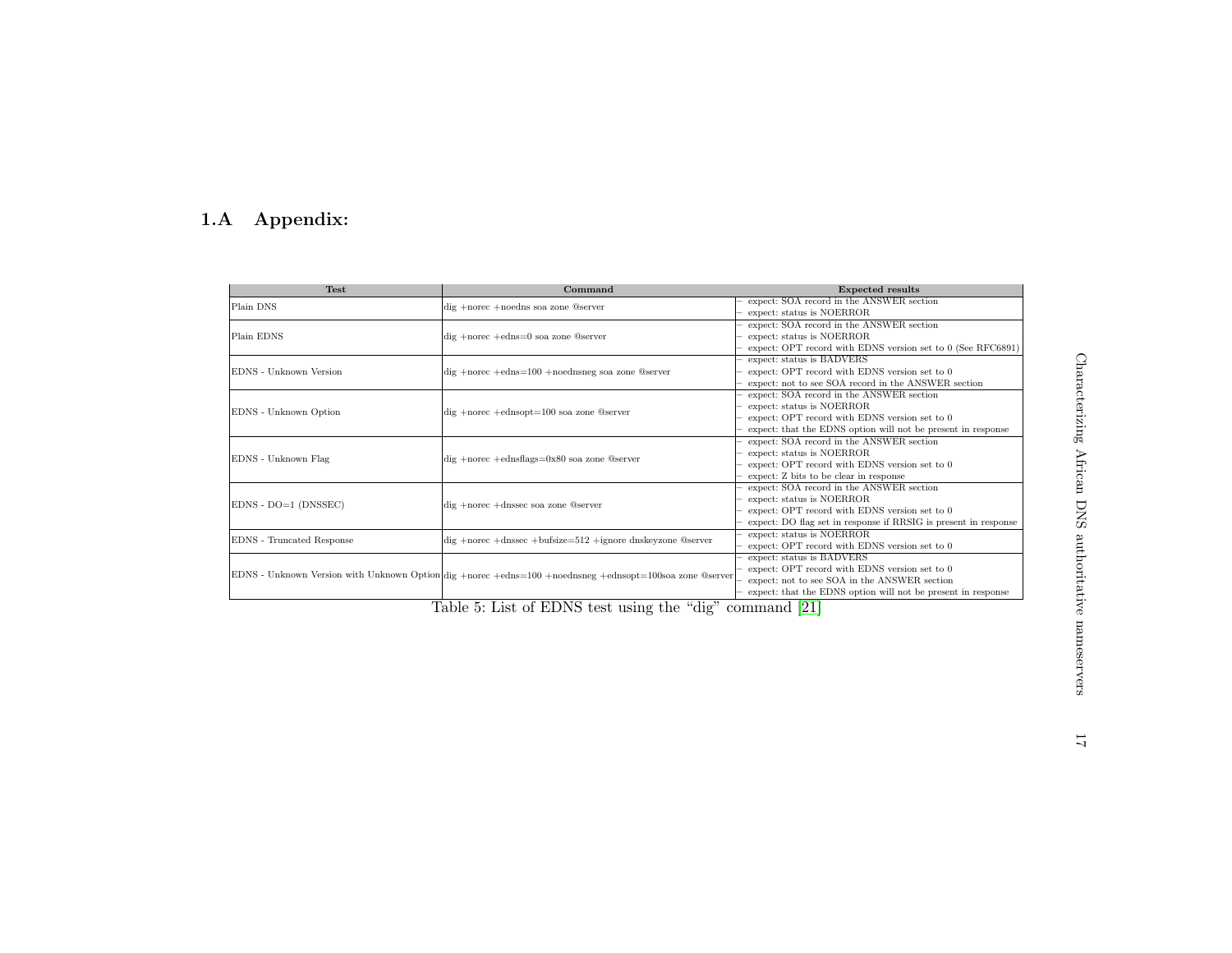## 1.A Appendix:

| Test | Command | Expected results |
|---|---|---|
| Plain DNS | dig +norec +noedns soa zone @server | – expect: SOA record in the ANSWER section<br>– expect: status is NOERROR |
| Plain EDNS | dig +norec +edns=0 soa zone @server | – expect: SOA record in the ANSWER section<br>– expect: status is NOERROR<br>– expect: OPT record with EDNS version set to 0 (See RFC6891) |
| EDNS - Unknown Version | dig +norec +edns=100 +noednsneg soa zone @server | – expect: status is BADVERS<br>– expect: OPT record with EDNS version set to 0<br>– expect: not to see SOA record in the ANSWER section |
| EDNS - Unknown Option | dig +norec +ednsopt=100 soa zone @server | – expect: SOA record in the ANSWER section<br>– expect: status is NOERROR<br>– expect: OPT record with EDNS version set to 0<br>– expect: that the EDNS option will not be present in response |
| EDNS - Unknown Flag | dig +norec +ednsflags=0x80 soa zone @server | – expect: SOA record in the ANSWER section<br>– expect: status is NOERROR<br>– expect: OPT record with EDNS version set to 0<br>– expect: Z bits to be clear in response |
| EDNS - DO=1 (DNSSEC) | dig +norec +dnssec soa zone @server | – expect: SOA record in the ANSWER section<br>– expect: status is NOERROR<br>– expect: OPT record with EDNS version set to 0<br>– expect: DO flag set in response if RRSIG is present in response |
| EDNS - Truncated Response | dig +norec +dnssec +bufsize=512 +ignore dnskeyzone @server | – expect: status is NOERROR<br>– expect: OPT record with EDNS version set to 0 |
| EDNS - Unknown Version with Unknown Option | dig +norec +edns=100 +noednsneg +ednsopt=100soa zone @server | – expect: status is BADVERS<br>– expect: OPT record with EDNS version set to 0<br>– expect: not to see SOA in the ANSWER section<br>– expect: that the EDNS option will not be present in response |

Table 5: List of EDNS test using the "dig" command [21]